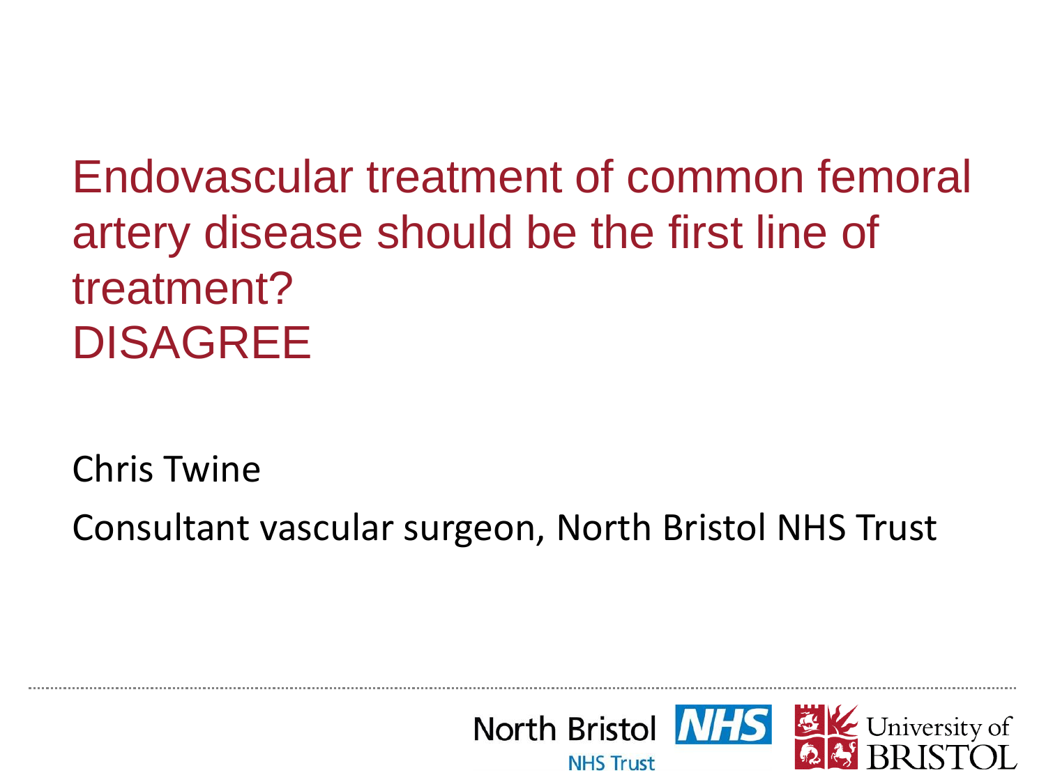# Endovascular treatment of common femoral artery disease should be the first line of treatment?
# DISAGREE

Chris Twine

Consultant vascular surgeon, North Bristol NHS Trust

North Bristol NHS Trust

University of BRISTOL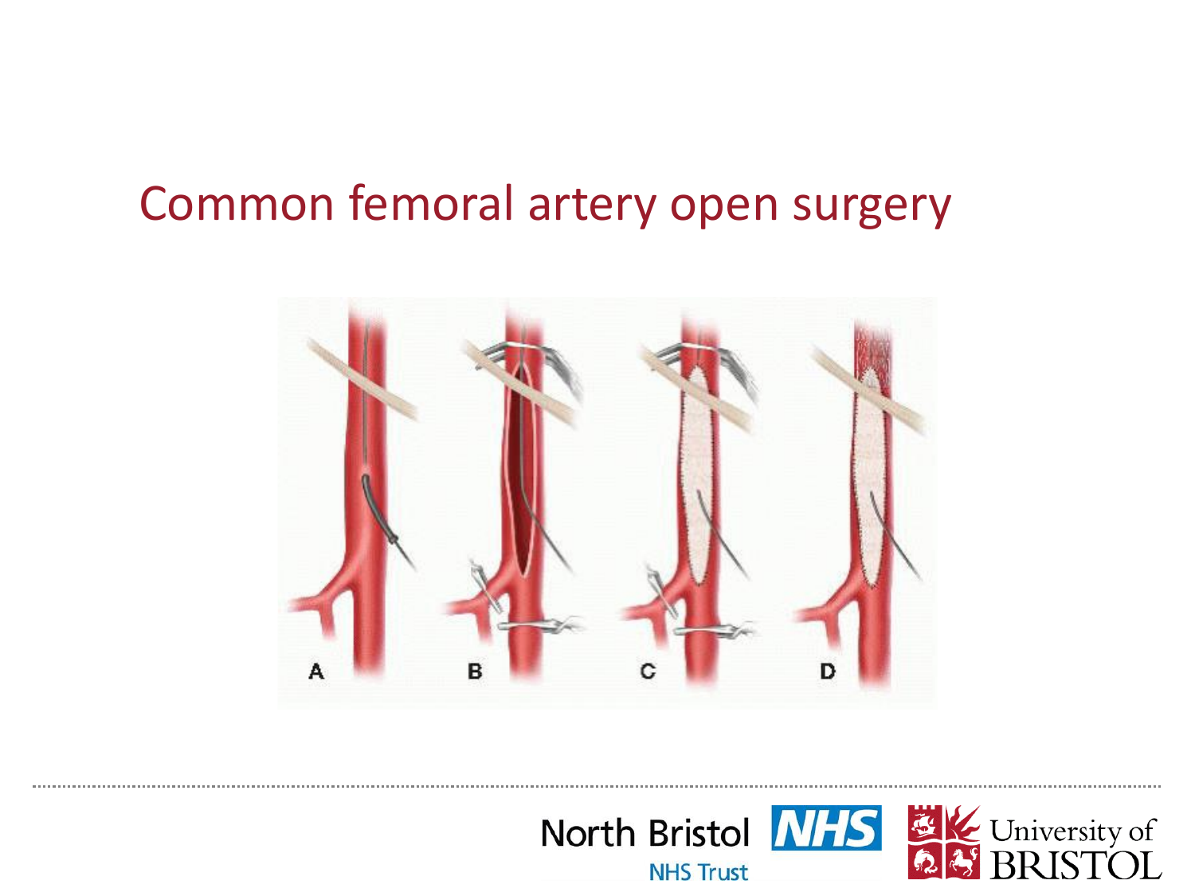# Common femoral artery open surgery

A B C D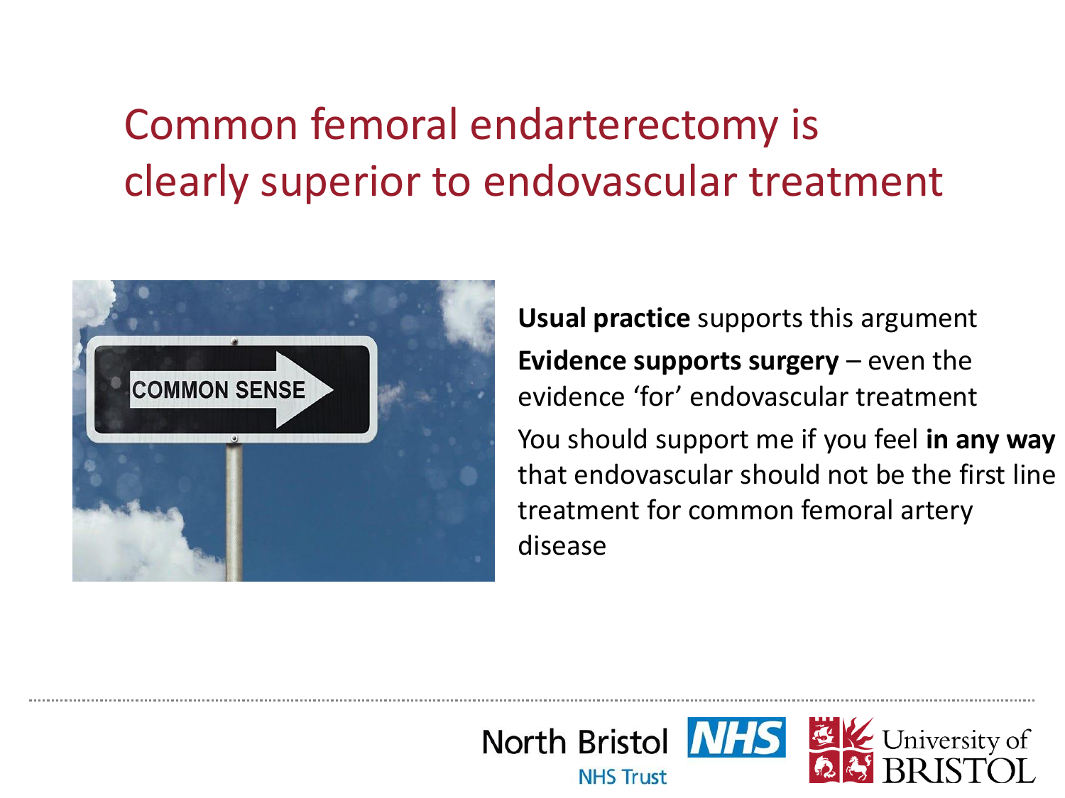# Common femoral endarterectomy is clearly superior to endovascular treatment

**Usual practice** supports this argument

**Evidence supports surgery** – even the evidence 'for' endovascular treatment

You should support me if you feel **in any way** that endovascular should not be the first line treatment for common femoral artery disease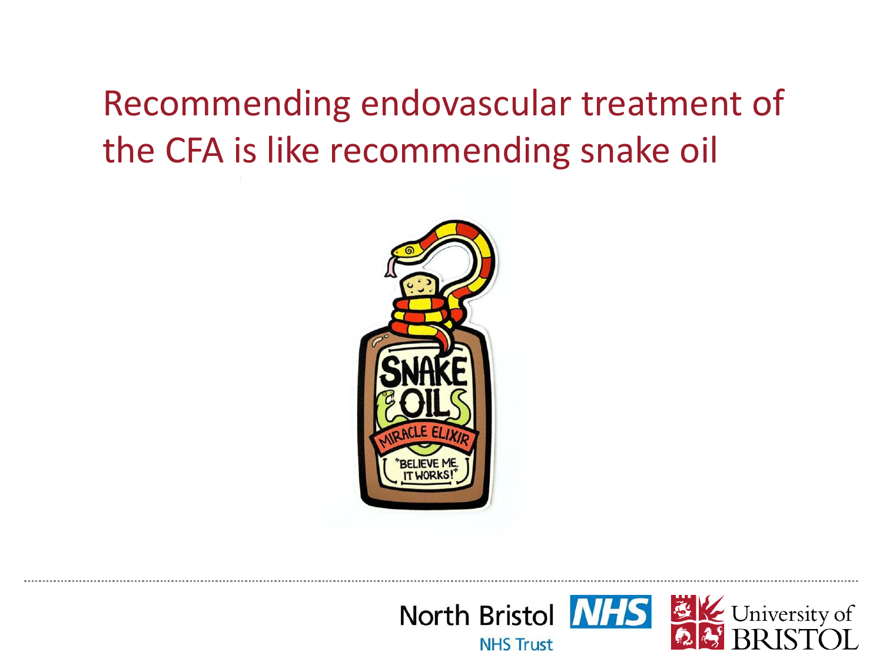# Recommending endovascular treatment of the CFA is like recommending snake oil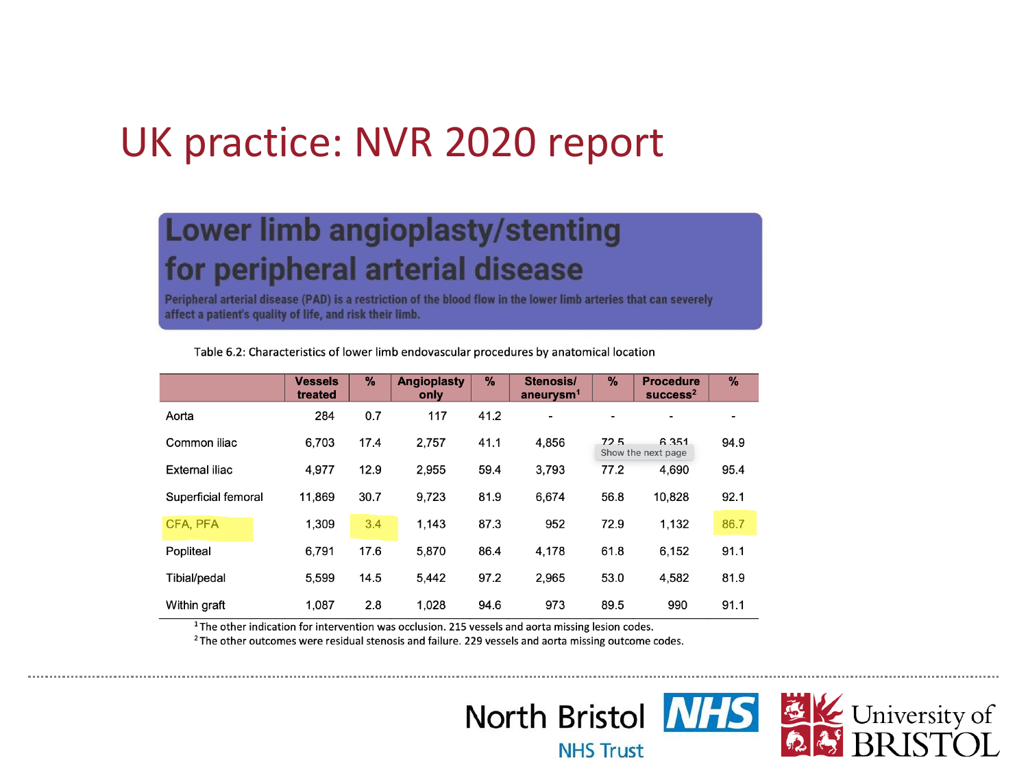# UK practice: NVR 2020 report

## Lower limb angioplasty/stenting for peripheral arterial disease

**Peripheral arterial disease (PAD) is a restriction of the blood flow in the lower limb arteries that can severely affect a patient's quality of life, and risk their limb.**

Table 6.2: Characteristics of lower limb endovascular procedures by anatomical location

| | Vessels treated | % | Angioplasty only | % | Stenosis/ aneurysm[1] | % | Procedure success[2] | % |
|---|---|---|---|---|---|---|---|---|
| Aorta | 284 | 0.7 | 117 | 41.2 | - | - | - | - |
| Common iliac | 6,703 | 17.4 | 2,757 | 41.1 | 4,856 | 72.5 | 6,351 | 94.9 |
| External iliac | 4,977 | 12.9 | 2,955 | 59.4 | 3,793 | 77.2 | 4,690 | 95.4 |
| Superficial femoral | 11,869 | 30.7 | 9,723 | 81.9 | 6,674 | 56.8 | 10,828 | 92.1 |
| CFA, PFA | 1,309 | 3.4 | 1,143 | 87.3 | 952 | 72.9 | 1,132 | 86.7 |
| Popliteal | 6,791 | 17.6 | 5,870 | 86.4 | 4,178 | 61.8 | 6,152 | 91.1 |
| Tibial/pedal | 5,599 | 14.5 | 5,442 | 97.2 | 2,965 | 53.0 | 4,582 | 81.9 |
| Within graft | 1,087 | 2.8 | 1,028 | 94.6 | 973 | 89.5 | 990 | 91.1 |

[1] The other indication for intervention was occlusion. 215 vessels and aorta missing lesion codes.

[2] The other outcomes were residual stenosis and failure. 229 vessels and aorta missing outcome codes.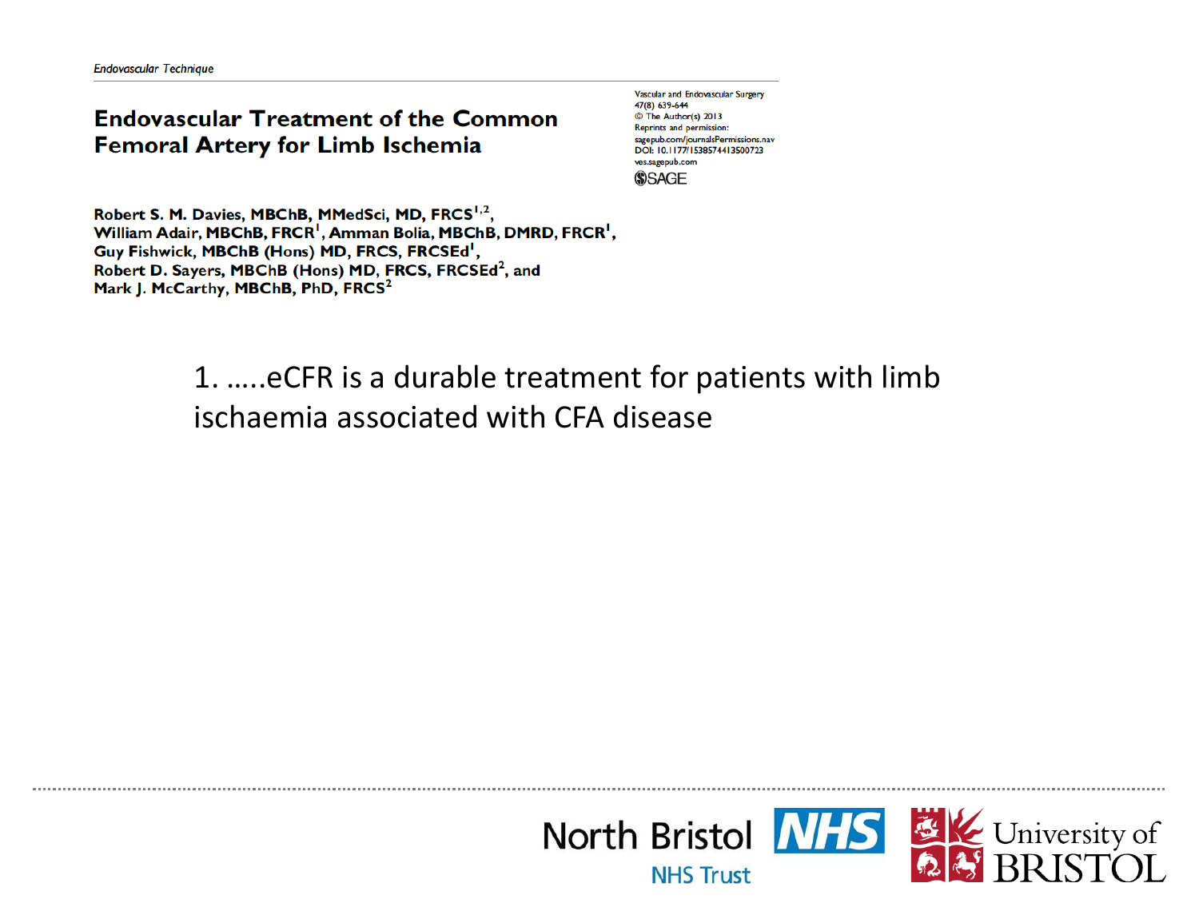*Endovascular Technique*

# Endovascular Treatment of the Common Femoral Artery for Limb Ischemia

Vascular and Endovascular Surgery
47(8) 639-644
© The Author(s) 2013
Reprints and permission:
sagepub.com/journalsPermissions.nav
DOI: 10.1177/1538574413500723
ves.sagepub.com

**Robert S. M. Davies, MBChB, MMedSci, MD, FRCS[1,2], William Adair, MBChB, FRCR[1], Amman Bolia, MBChB, DMRD, FRCR[1], Guy Fishwick, MBChB (Hons) MD, FRCS, FRCSEd[1], Robert D. Sayers, MBChB (Hons) MD, FRCS, FRCSEd[2], and Mark J. McCarthy, MBChB, PhD, FRCS[2]**

1. …..eCFR is a durable treatment for patients with limb ischaemia associated with CFA disease

North Bristol NHS Trust

University of BRISTOL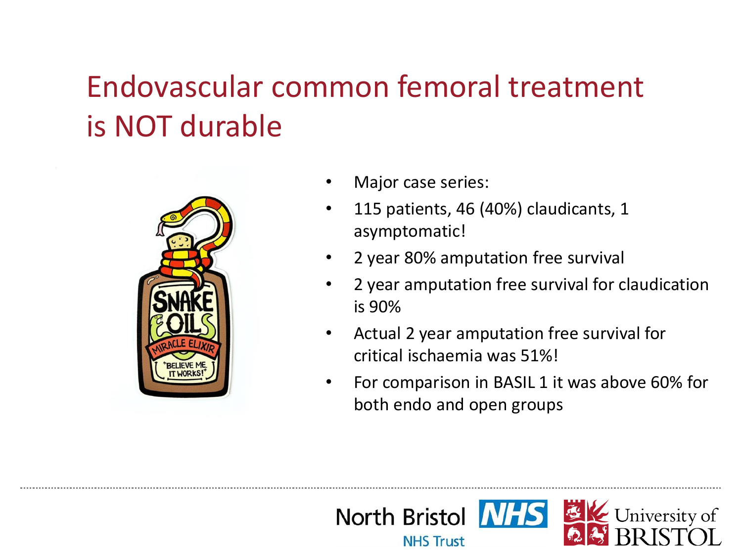# Endovascular common femoral treatment is NOT durable

- Major case series:
- 115 patients, 46 (40%) claudicants, 1 asymptomatic!
- 2 year 80% amputation free survival
- 2 year amputation free survival for claudication is 90%
- Actual 2 year amputation free survival for critical ischaemia was 51%!
- For comparison in BASIL 1 it was above 60% for both endo and open groups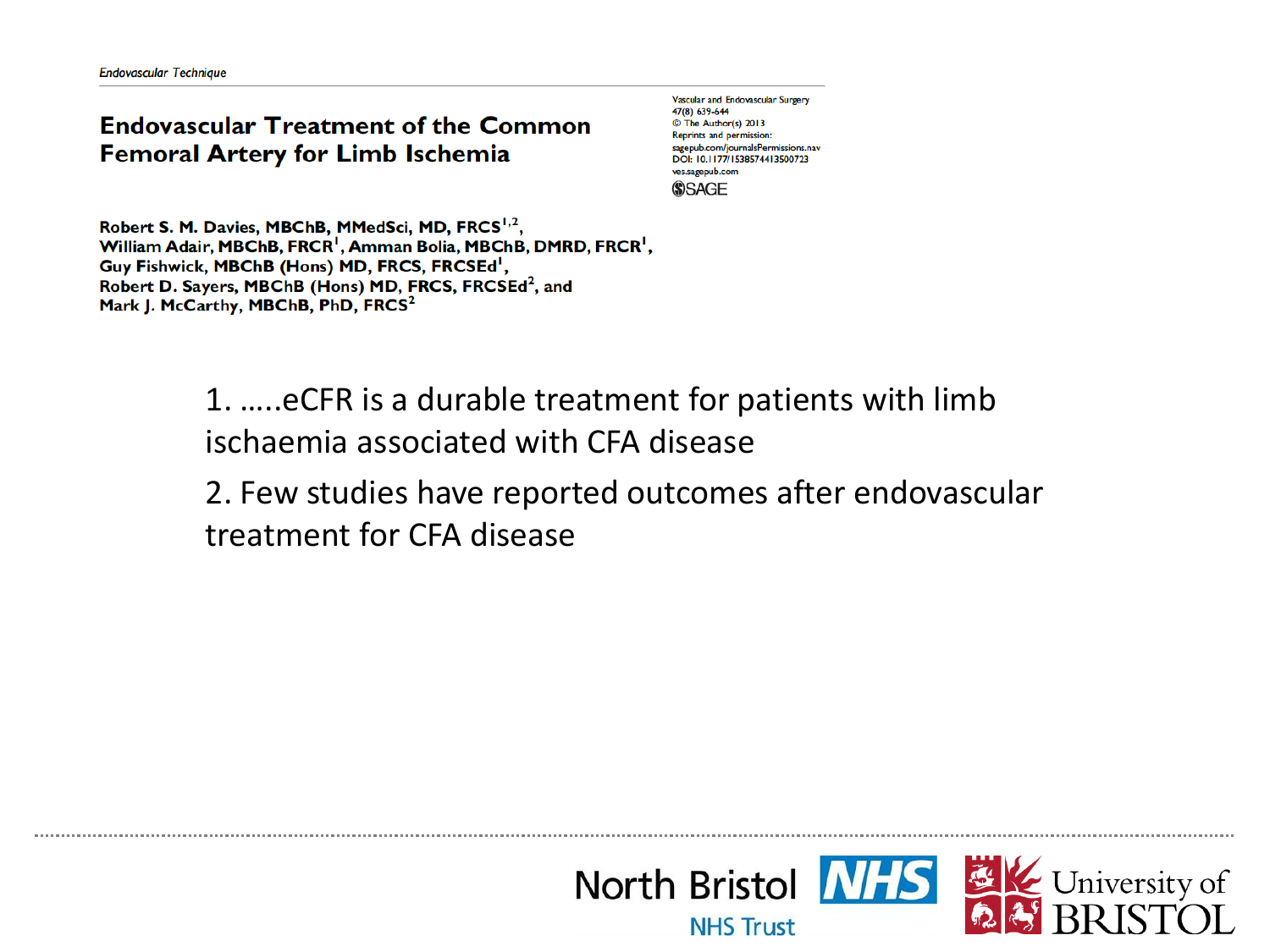*Endovascular Technique*

# Endovascular Treatment of the Common Femoral Artery for Limb Ischemia

Vascular and Endovascular Surgery
47(8) 639-644
© The Author(s) 2013
Reprints and permission:
sagepub.com/journalsPermissions.nav
DOI: 10.1177/1538574413500723
ves.sagepub.com
SAGE

**Robert S. M. Davies, MBChB, MMedSci, MD, FRCS[1,2], William Adair, MBChB, FRCR[1], Amman Bolia, MBChB, DMRD, FRCR[1], Guy Fishwick, MBChB (Hons) MD, FRCS, FRCSEd[1], Robert D. Sayers, MBChB (Hons) MD, FRCS, FRCSEd[2], and Mark J. McCarthy, MBChB, PhD, FRCS[2]**

1. …..eCFR is a durable treatment for patients with limb ischaemia associated with CFA disease
2. Few studies have reported outcomes after endovascular treatment for CFA disease

North Bristol NHS Trust

University of BRISTOL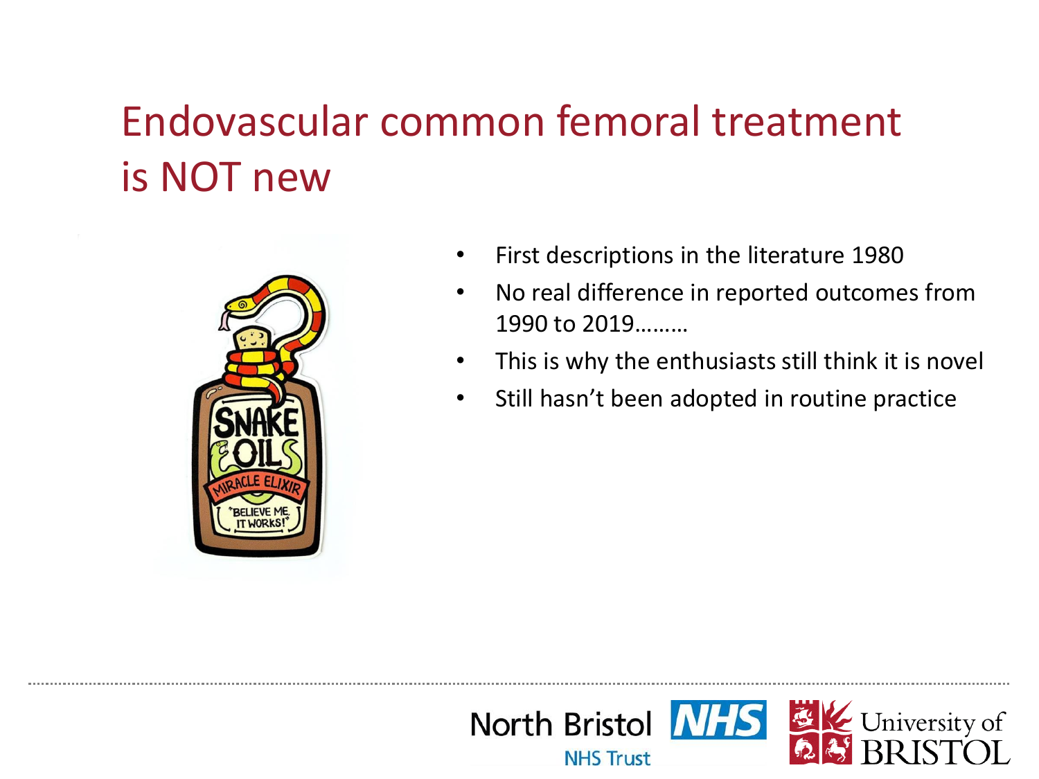# Endovascular common femoral treatment is NOT new

- First descriptions in the literature 1980
- No real difference in reported outcomes from 1990 to 2019………
- This is why the enthusiasts still think it is novel
- Still hasn't been adopted in routine practice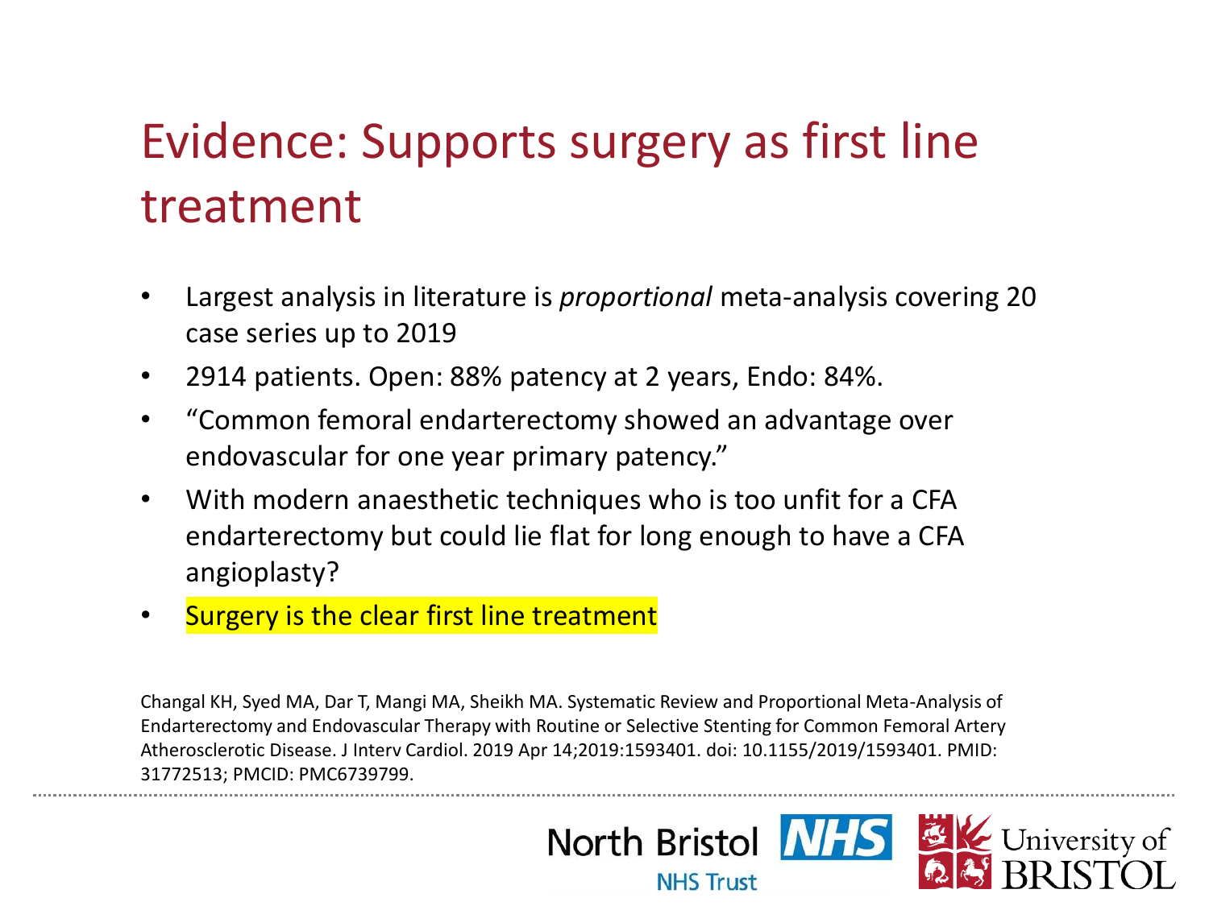# Evidence: Supports surgery as first line treatment

- Largest analysis in literature is *proportional* meta-analysis covering 20 case series up to 2019
- 2914 patients. Open: 88% patency at 2 years, Endo: 84%.
- "Common femoral endarterectomy showed an advantage over endovascular for one year primary patency."
- With modern anaesthetic techniques who is too unfit for a CFA endarterectomy but could lie flat for long enough to have a CFA angioplasty?
- Surgery is the clear first line treatment

Changal KH, Syed MA, Dar T, Mangi MA, Sheikh MA. Systematic Review and Proportional Meta-Analysis of Endarterectomy and Endovascular Therapy with Routine or Selective Stenting for Common Femoral Artery Atherosclerotic Disease. J Interv Cardiol. 2019 Apr 14;2019:1593401. doi: 10.1155/2019/1593401. PMID: 31772513; PMCID: PMC6739799.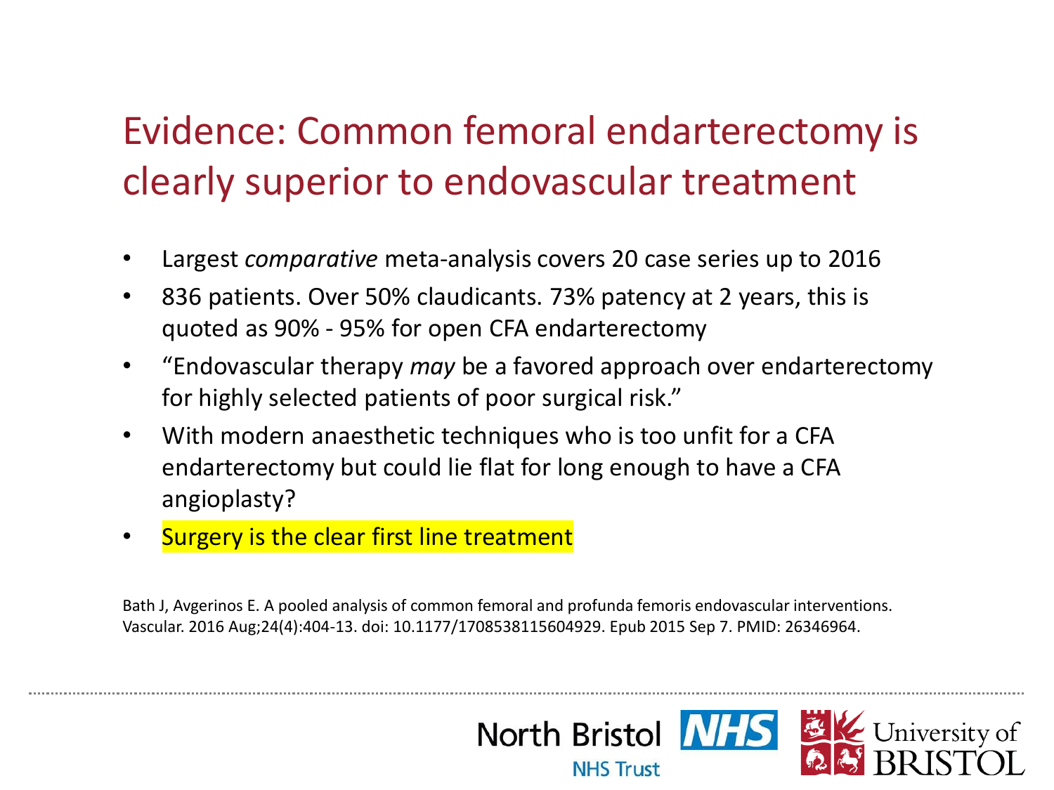# Evidence: Common femoral endarterectomy is clearly superior to endovascular treatment

- Largest *comparative* meta-analysis covers 20 case series up to 2016
- 836 patients. Over 50% claudicants. 73% patency at 2 years, this is quoted as 90% - 95% for open CFA endarterectomy
- "Endovascular therapy *may* be a favored approach over endarterectomy for highly selected patients of poor surgical risk."
- With modern anaesthetic techniques who is too unfit for a CFA endarterectomy but could lie flat for long enough to have a CFA angioplasty?
- Surgery is the clear first line treatment

Bath J, Avgerinos E. A pooled analysis of common femoral and profunda femoris endovascular interventions. Vascular. 2016 Aug;24(4):404-13. doi: 10.1177/1708538115604929. Epub 2015 Sep 7. PMID: 26346964.

North Bristol NHS Trust

University of BRISTOL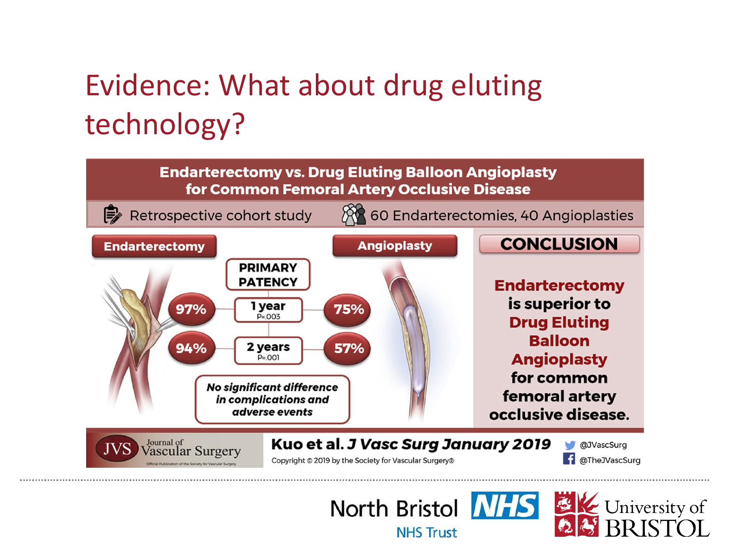# Evidence: What about drug eluting technology?

## Endarterectomy vs. Drug Eluting Balloon Angioplasty for Common Femoral Artery Occlusive Disease

Retrospective cohort study | 60 Endarterectomies, 40 Angioplasties

**PRIMARY PATENCY**

| Endarterectomy | | Angioplasty |
|---|---|---|
| 97% | 1 year (P=.003) | 75% |
| 94% | 2 years (P=.001) | 57% |

***No significant difference in complications and adverse events***

**CONCLUSION**

**Endarterectomy is superior to Drug Eluting Balloon Angioplasty for common femoral artery occlusive disease.**

JVS Journal of Vascular Surgery — Official Publication of the Society for Vascular Surgery

**Kuo et al. *J Vasc Surg January 2019***

Copyright © 2019 by the Society for Vascular Surgery®

@JVascSurg

@TheJVascSurg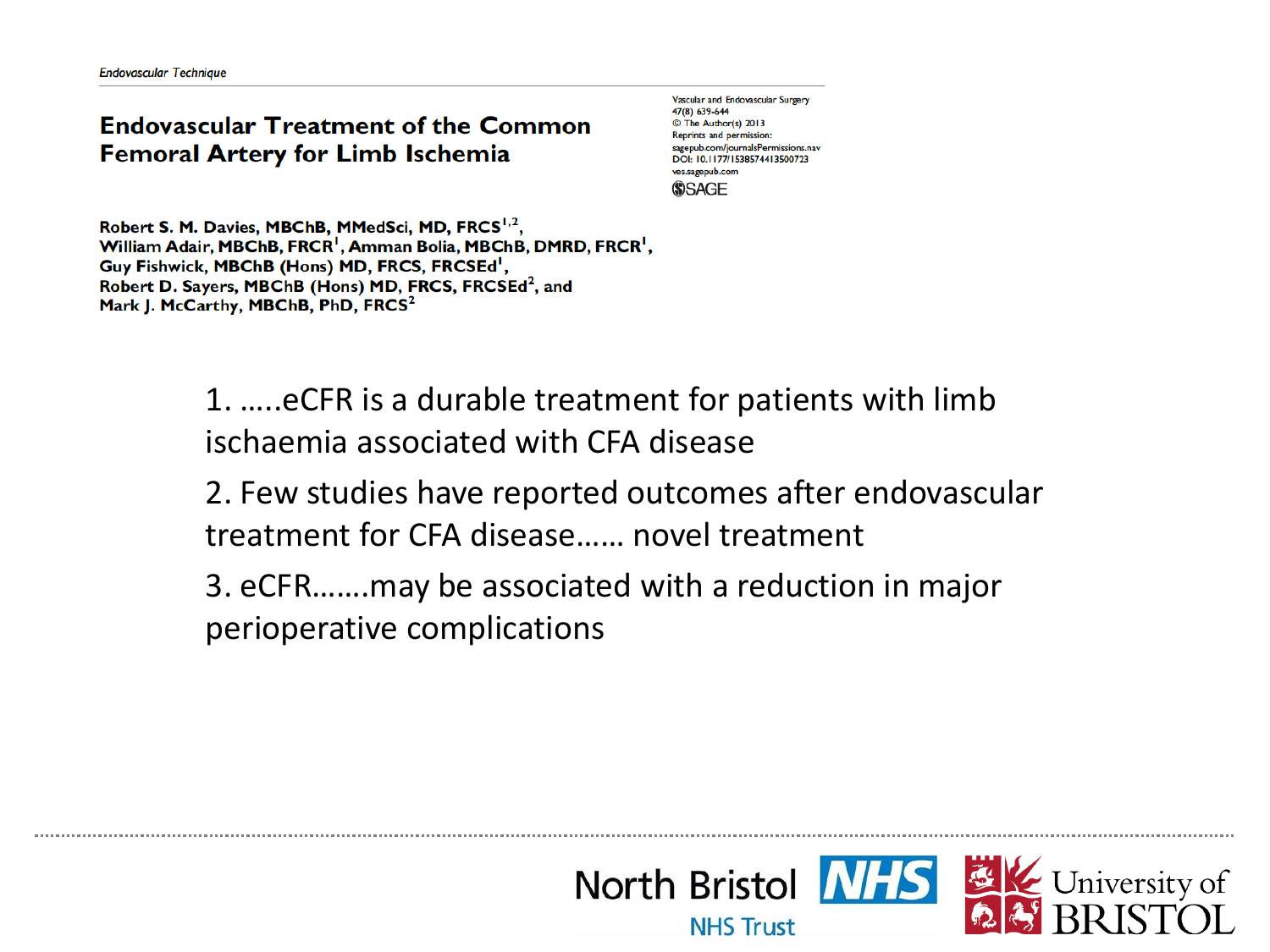*Endovascular Technique*

## Endovascular Treatment of the Common Femoral Artery for Limb Ischemia

Vascular and Endovascular Surgery
47(8) 639-644
© The Author(s) 2013
Reprints and permission:
sagepub.com/journalsPermissions.nav
DOI: 10.1177/1538574413500723
ves.sagepub.com
SAGE

**Robert S. M. Davies, MBChB, MMedSci, MD, FRCS[1,2], William Adair, MBChB, FRCR[1], Amman Bolia, MBChB, DMRD, FRCR[1], Guy Fishwick, MBChB (Hons) MD, FRCS, FRCSEd[1], Robert D. Sayers, MBChB (Hons) MD, FRCS, FRCSEd[2], and Mark J. McCarthy, MBChB, PhD, FRCS[2]**

1. …..eCFR is a durable treatment for patients with limb ischaemia associated with CFA disease
2. Few studies have reported outcomes after endovascular treatment for CFA disease…… novel treatment
3. eCFR…….may be associated with a reduction in major perioperative complications

North Bristol NHS Trust

University of BRISTOL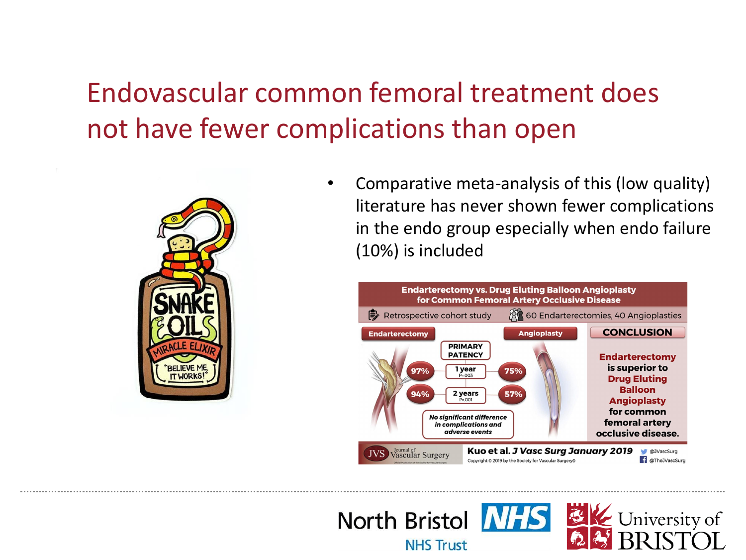# Endovascular common femoral treatment does not have fewer complications than open

- Comparative meta-analysis of this (low quality) literature has never shown fewer complications in the endo group especially when endo failure (10%) is included

**Endarterectomy vs. Drug Eluting Balloon Angioplasty for Common Femoral Artery Occlusive Disease**

Retrospective cohort study | 60 Endarterectomies, 40 Angioplasties

| Endarterectomy | PRIMARY PATENCY | Angioplasty |
|---|---|---|
| 97% | 1 year P=.003 | 75% |
| 94% | 2 years P=.001 | 57% |

*No significant difference in complications and adverse events*

**CONCLUSION**

**Endarterectomy is superior to Drug Eluting Balloon Angioplasty for common femoral artery occlusive disease.**

Journal of Vascular Surgery — **Kuo et al. *J Vasc Surg January 2019***

Copyright © 2019 by the Society for Vascular Surgery®

@JVascSurg · @TheJVascSurg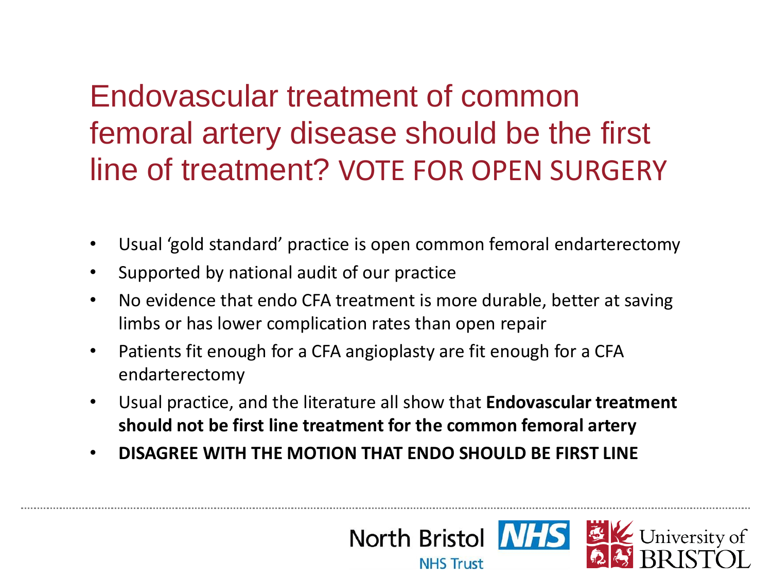# Endovascular treatment of common femoral artery disease should be the first line of treatment? VOTE FOR OPEN SURGERY

- Usual 'gold standard' practice is open common femoral endarterectomy
- Supported by national audit of our practice
- No evidence that endo CFA treatment is more durable, better at saving limbs or has lower complication rates than open repair
- Patients fit enough for a CFA angioplasty are fit enough for a CFA endarterectomy
- Usual practice, and the literature all show that **Endovascular treatment should not be first line treatment for the common femoral artery**
- **DISAGREE WITH THE MOTION THAT ENDO SHOULD BE FIRST LINE**